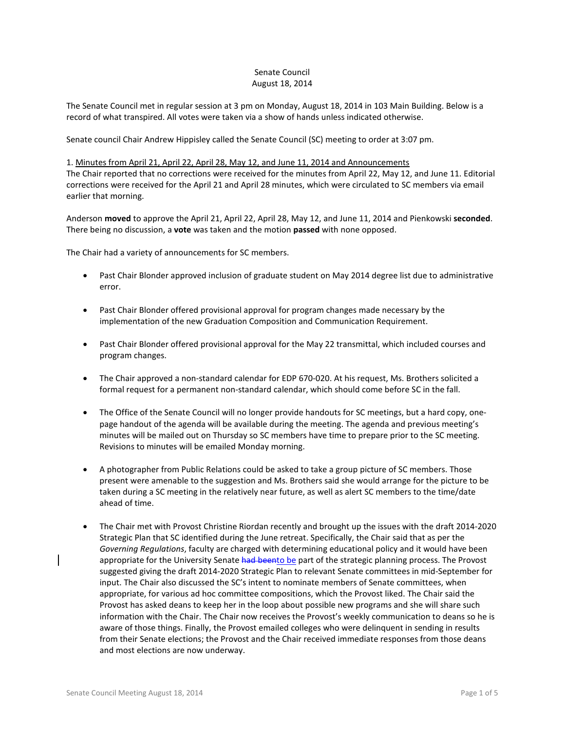Senate Council
August 18, 2014

The Senate Council met in regular session at 3 pm on Monday, August 18, 2014 in 103 Main Building. Below is a record of what transpired. All votes were taken via a show of hands unless indicated otherwise.

Senate council Chair Andrew Hippisley called the Senate Council (SC) meeting to order at 3:07 pm.

1. <u>Minutes from April 21, April 22, April 28, May 12, and June 11, 2014 and Announcements</u>
The Chair reported that no corrections were received for the minutes from April 22, May 12, and June 11. Editorial corrections were received for the April 21 and April 28 minutes, which were circulated to SC members via email earlier that morning.

Anderson **moved** to approve the April 21, April 22, April 28, May 12, and June 11, 2014 and Pienkowski **seconded**. There being no discussion, a **vote** was taken and the motion **passed** with none opposed.

The Chair had a variety of announcements for SC members.

- Past Chair Blonder approved inclusion of graduate student on May 2014 degree list due to administrative error.

- Past Chair Blonder offered provisional approval for program changes made necessary by the implementation of the new Graduation Composition and Communication Requirement.

- Past Chair Blonder offered provisional approval for the May 22 transmittal, which included courses and program changes.

- The Chair approved a non-standard calendar for EDP 670-020. At his request, Ms. Brothers solicited a formal request for a permanent non-standard calendar, which should come before SC in the fall.

- The Office of the Senate Council will no longer provide handouts for SC meetings, but a hard copy, one-page handout of the agenda will be available during the meeting. The agenda and previous meeting's minutes will be mailed out on Thursday so SC members have time to prepare prior to the SC meeting. Revisions to minutes will be emailed Monday morning.

- A photographer from Public Relations could be asked to take a group picture of SC members. Those present were amenable to the suggestion and Ms. Brothers said she would arrange for the picture to be taken during a SC meeting in the relatively near future, as well as alert SC members to the time/date ahead of time.

- The Chair met with Provost Christine Riordan recently and brought up the issues with the draft 2014-2020 Strategic Plan that SC identified during the June retreat. Specifically, the Chair said that as per the *Governing Regulations*, faculty are charged with determining educational policy and it would have been appropriate for the University Senate ~~had been~~<u>to be</u> part of the strategic planning process. The Provost suggested giving the draft 2014-2020 Strategic Plan to relevant Senate committees in mid-September for input. The Chair also discussed the SC's intent to nominate members of Senate committees, when appropriate, for various ad hoc committee compositions, which the Provost liked. The Chair said the Provost has asked deans to keep her in the loop about possible new programs and she will share such information with the Chair. The Chair now receives the Provost's weekly communication to deans so he is aware of those things. Finally, the Provost emailed colleges who were delinquent in sending in results from their Senate elections; the Provost and the Chair received immediate responses from those deans and most elections are now underway.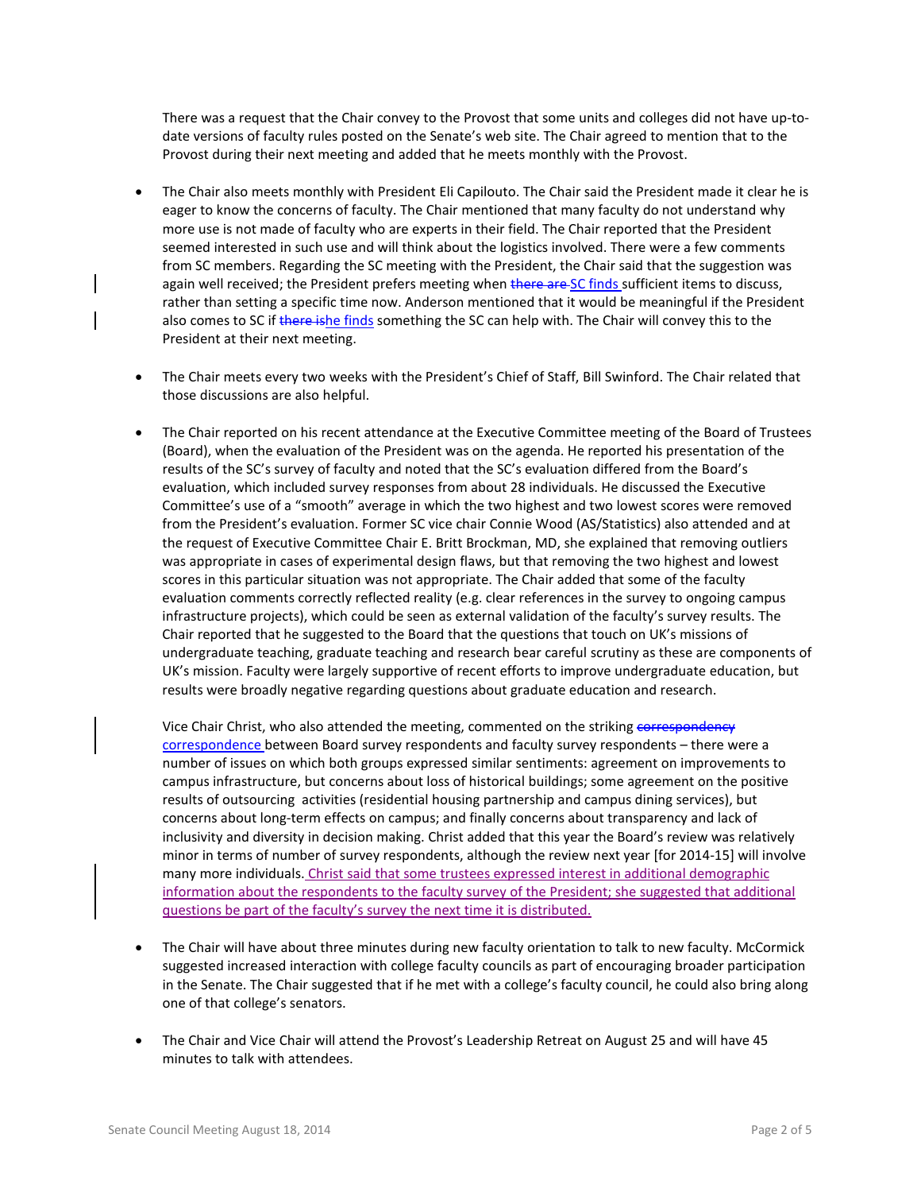There was a request that the Chair convey to the Provost that some units and colleges did not have up-to-date versions of faculty rules posted on the Senate's web site. The Chair agreed to mention that to the Provost during their next meeting and added that he meets monthly with the Provost.

- The Chair also meets monthly with President Eli Capilouto. The Chair said the President made it clear he is eager to know the concerns of faculty. The Chair mentioned that many faculty do not understand why more use is not made of faculty who are experts in their field. The Chair reported that the President seemed interested in such use and will think about the logistics involved. There were a few comments from SC members. Regarding the SC meeting with the President, the Chair said that the suggestion was again well received; the President prefers meeting when ~~there are~~ SC finds sufficient items to discuss, rather than setting a specific time now. Anderson mentioned that it would be meaningful if the President also comes to SC if ~~there is~~he finds something the SC can help with. The Chair will convey this to the President at their next meeting.

- The Chair meets every two weeks with the President's Chief of Staff, Bill Swinford. The Chair related that those discussions are also helpful.

- The Chair reported on his recent attendance at the Executive Committee meeting of the Board of Trustees (Board), when the evaluation of the President was on the agenda. He reported his presentation of the results of the SC's survey of faculty and noted that the SC's evaluation differed from the Board's evaluation, which included survey responses from about 28 individuals. He discussed the Executive Committee's use of a "smooth" average in which the two highest and two lowest scores were removed from the President's evaluation. Former SC vice chair Connie Wood (AS/Statistics) also attended and at the request of Executive Committee Chair E. Britt Brockman, MD, she explained that removing outliers was appropriate in cases of experimental design flaws, but that removing the two highest and lowest scores in this particular situation was not appropriate. The Chair added that some of the faculty evaluation comments correctly reflected reality (e.g. clear references in the survey to ongoing campus infrastructure projects), which could be seen as external validation of the faculty's survey results. The Chair reported that he suggested to the Board that the questions that touch on UK's missions of undergraduate teaching, graduate teaching and research bear careful scrutiny as these are components of UK's mission. Faculty were largely supportive of recent efforts to improve undergraduate education, but results were broadly negative regarding questions about graduate education and research.

  Vice Chair Christ, who also attended the meeting, commented on the striking ~~correspondency~~ correspondence between Board survey respondents and faculty survey respondents – there were a number of issues on which both groups expressed similar sentiments: agreement on improvements to campus infrastructure, but concerns about loss of historical buildings; some agreement on the positive results of outsourcing activities (residential housing partnership and campus dining services), but concerns about long-term effects on campus; and finally concerns about transparency and lack of inclusivity and diversity in decision making. Christ added that this year the Board's review was relatively minor in terms of number of survey respondents, although the review next year [for 2014-15] will involve many more individuals. Christ said that some trustees expressed interest in additional demographic information about the respondents to the faculty survey of the President; she suggested that additional questions be part of the faculty's survey the next time it is distributed.

- The Chair will have about three minutes during new faculty orientation to talk to new faculty. McCormick suggested increased interaction with college faculty councils as part of encouraging broader participation in the Senate. The Chair suggested that if he met with a college's faculty council, he could also bring along one of that college's senators.

- The Chair and Vice Chair will attend the Provost's Leadership Retreat on August 25 and will have 45 minutes to talk with attendees.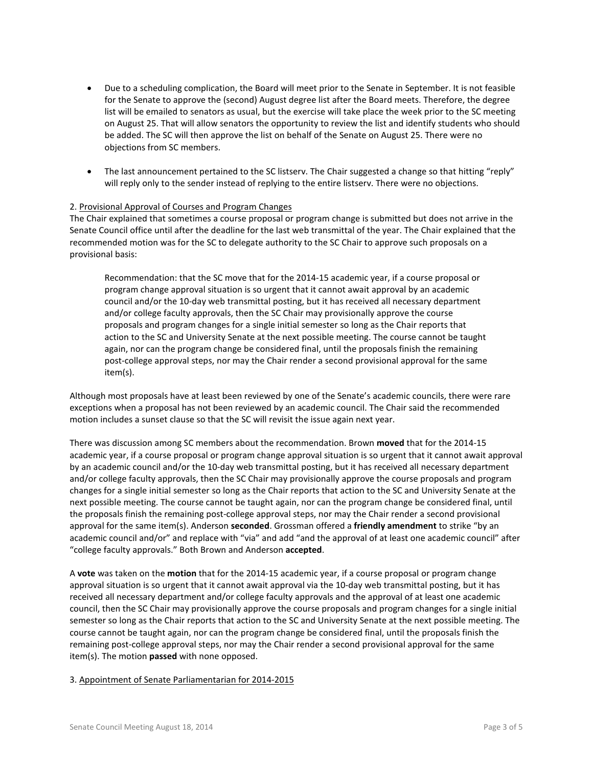- Due to a scheduling complication, the Board will meet prior to the Senate in September. It is not feasible for the Senate to approve the (second) August degree list after the Board meets. Therefore, the degree list will be emailed to senators as usual, but the exercise will take place the week prior to the SC meeting on August 25. That will allow senators the opportunity to review the list and identify students who should be added. The SC will then approve the list on behalf of the Senate on August 25. There were no objections from SC members.

- The last announcement pertained to the SC listserv. The Chair suggested a change so that hitting "reply" will reply only to the sender instead of replying to the entire listserv. There were no objections.

2. Provisional Approval of Courses and Program Changes

The Chair explained that sometimes a course proposal or program change is submitted but does not arrive in the Senate Council office until after the deadline for the last web transmittal of the year. The Chair explained that the recommended motion was for the SC to delegate authority to the SC Chair to approve such proposals on a provisional basis:

> Recommendation: that the SC move that for the 2014-15 academic year, if a course proposal or program change approval situation is so urgent that it cannot await approval by an academic council and/or the 10-day web transmittal posting, but it has received all necessary department and/or college faculty approvals, then the SC Chair may provisionally approve the course proposals and program changes for a single initial semester so long as the Chair reports that action to the SC and University Senate at the next possible meeting. The course cannot be taught again, nor can the program change be considered final, until the proposals finish the remaining post-college approval steps, nor may the Chair render a second provisional approval for the same item(s).

Although most proposals have at least been reviewed by one of the Senate's academic councils, there were rare exceptions when a proposal has not been reviewed by an academic council. The Chair said the recommended motion includes a sunset clause so that the SC will revisit the issue again next year.

There was discussion among SC members about the recommendation. Brown **moved** that for the 2014-15 academic year, if a course proposal or program change approval situation is so urgent that it cannot await approval by an academic council and/or the 10-day web transmittal posting, but it has received all necessary department and/or college faculty approvals, then the SC Chair may provisionally approve the course proposals and program changes for a single initial semester so long as the Chair reports that action to the SC and University Senate at the next possible meeting. The course cannot be taught again, nor can the program change be considered final, until the proposals finish the remaining post-college approval steps, nor may the Chair render a second provisional approval for the same item(s). Anderson **seconded**. Grossman offered a **friendly amendment** to strike "by an academic council and/or" and replace with "via" and add "and the approval of at least one academic council" after "college faculty approvals." Both Brown and Anderson **accepted**.

A **vote** was taken on the **motion** that for the 2014-15 academic year, if a course proposal or program change approval situation is so urgent that it cannot await approval via the 10-day web transmittal posting, but it has received all necessary department and/or college faculty approvals and the approval of at least one academic council, then the SC Chair may provisionally approve the course proposals and program changes for a single initial semester so long as the Chair reports that action to the SC and University Senate at the next possible meeting. The course cannot be taught again, nor can the program change be considered final, until the proposals finish the remaining post-college approval steps, nor may the Chair render a second provisional approval for the same item(s). The motion **passed** with none opposed.

3. Appointment of Senate Parliamentarian for 2014-2015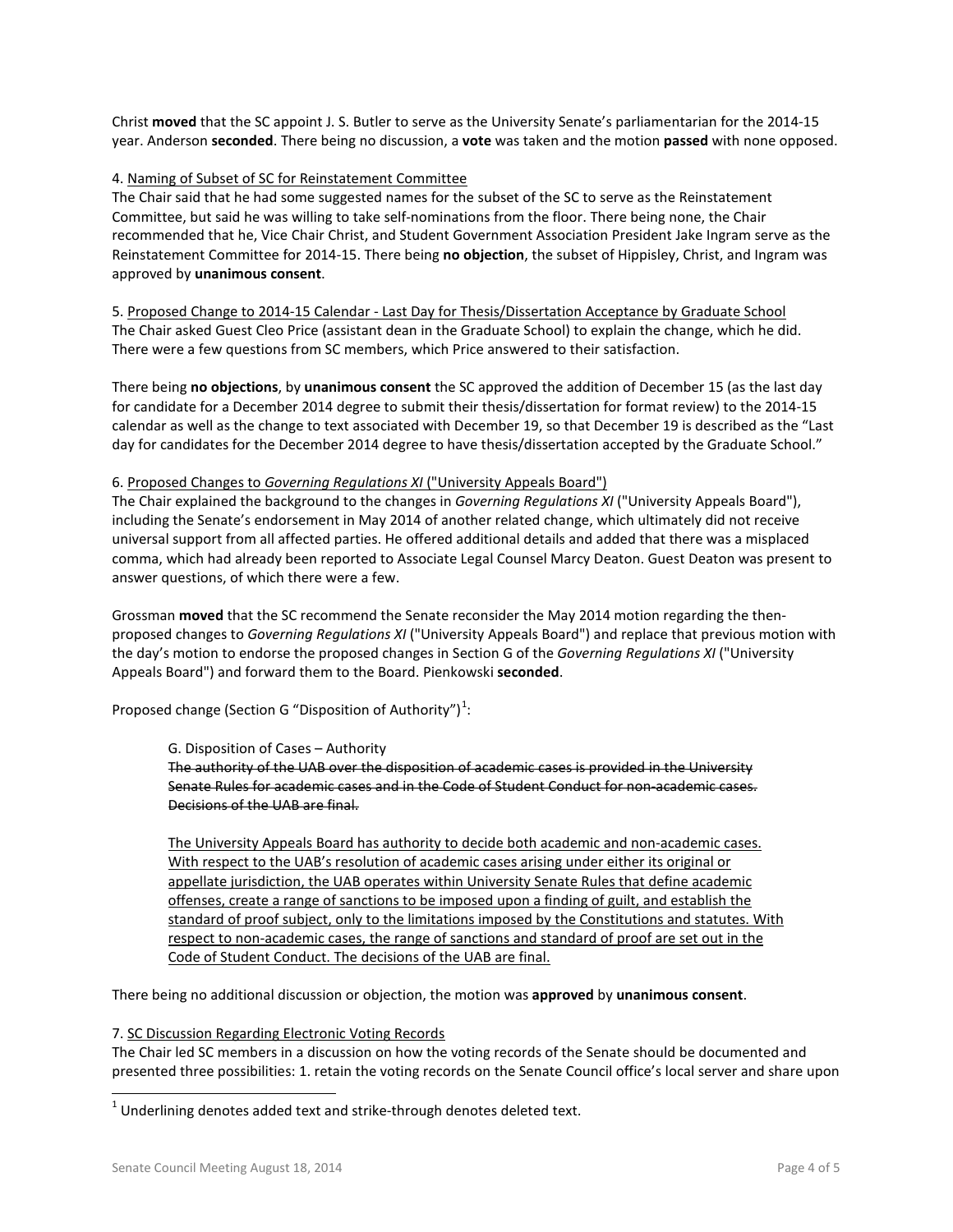Christ **moved** that the SC appoint J. S. Butler to serve as the University Senate's parliamentarian for the 2014-15 year. Anderson **seconded**. There being no discussion, a **vote** was taken and the motion **passed** with none opposed.

4. <u>Naming of Subset of SC for Reinstatement Committee</u>

The Chair said that he had some suggested names for the subset of the SC to serve as the Reinstatement Committee, but said he was willing to take self-nominations from the floor. There being none, the Chair recommended that he, Vice Chair Christ, and Student Government Association President Jake Ingram serve as the Reinstatement Committee for 2014-15. There being **no objection**, the subset of Hippisley, Christ, and Ingram was approved by **unanimous consent**.

5. <u>Proposed Change to 2014-15 Calendar - Last Day for Thesis/Dissertation Acceptance by Graduate School</u>

The Chair asked Guest Cleo Price (assistant dean in the Graduate School) to explain the change, which he did. There were a few questions from SC members, which Price answered to their satisfaction.

There being **no objections**, by **unanimous consent** the SC approved the addition of December 15 (as the last day for candidate for a December 2014 degree to submit their thesis/dissertation for format review) to the 2014-15 calendar as well as the change to text associated with December 19, so that December 19 is described as the "Last day for candidates for the December 2014 degree to have thesis/dissertation accepted by the Graduate School."

6. <u>Proposed Changes to *Governing Regulations XI* ("University Appeals Board")</u>

The Chair explained the background to the changes in *Governing Regulations XI* ("University Appeals Board"), including the Senate's endorsement in May 2014 of another related change, which ultimately did not receive universal support from all affected parties. He offered additional details and added that there was a misplaced comma, which had already been reported to Associate Legal Counsel Marcy Deaton. Guest Deaton was present to answer questions, of which there were a few.

Grossman **moved** that the SC recommend the Senate reconsider the May 2014 motion regarding the then-proposed changes to *Governing Regulations XI* ("University Appeals Board") and replace that previous motion with the day's motion to endorse the proposed changes in Section G of the *Governing Regulations XI* ("University Appeals Board") and forward them to the Board. Pienkowski **seconded**.

Proposed change (Section G "Disposition of Authority")[1]:

> G. Disposition of Cases – Authority
>
> ~~The authority of the UAB over the disposition of academic cases is provided in the University Senate Rules for academic cases and in the Code of Student Conduct for non-academic cases. Decisions of the UAB are final.~~
>
> <u>The University Appeals Board has authority to decide both academic and non-academic cases. With respect to the UAB's resolution of academic cases arising under either its original or appellate jurisdiction, the UAB operates within University Senate Rules that define academic offenses, create a range of sanctions to be imposed upon a finding of guilt, and establish the standard of proof subject, only to the limitations imposed by the Constitutions and statutes. With respect to non-academic cases, the range of sanctions and standard of proof are set out in the Code of Student Conduct. The decisions of the UAB are final.</u>

There being no additional discussion or objection, the motion was **approved** by **unanimous consent**.

7. <u>SC Discussion Regarding Electronic Voting Records</u>

The Chair led SC members in a discussion on how the voting records of the Senate should be documented and presented three possibilities: 1. retain the voting records on the Senate Council office's local server and share upon

[1] Underlining denotes added text and strike-through denotes deleted text.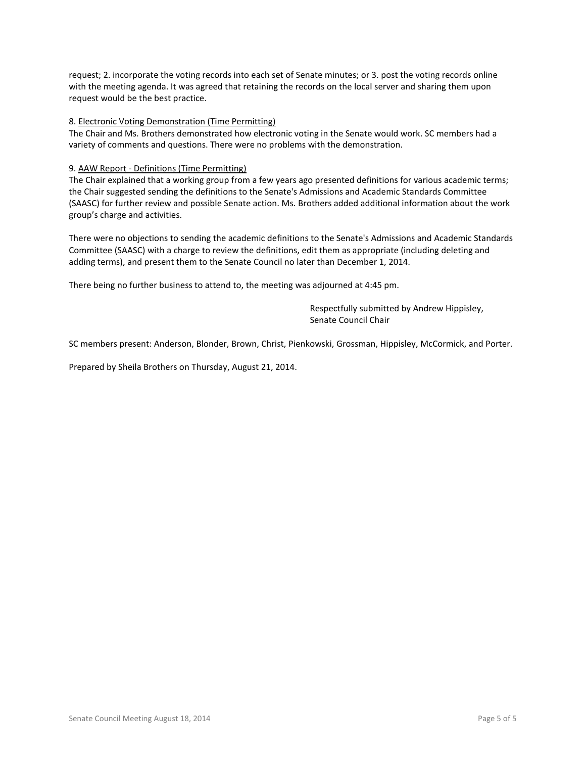request; 2. incorporate the voting records into each set of Senate minutes; or 3. post the voting records online with the meeting agenda. It was agreed that retaining the records on the local server and sharing them upon request would be the best practice.

8. Electronic Voting Demonstration (Time Permitting)

The Chair and Ms. Brothers demonstrated how electronic voting in the Senate would work. SC members had a variety of comments and questions. There were no problems with the demonstration.

9. AAW Report - Definitions (Time Permitting)

The Chair explained that a working group from a few years ago presented definitions for various academic terms; the Chair suggested sending the definitions to the Senate's Admissions and Academic Standards Committee (SAASC) for further review and possible Senate action. Ms. Brothers added additional information about the work group's charge and activities.

There were no objections to sending the academic definitions to the Senate's Admissions and Academic Standards Committee (SAASC) with a charge to review the definitions, edit them as appropriate (including deleting and adding terms), and present them to the Senate Council no later than December 1, 2014.

There being no further business to attend to, the meeting was adjourned at 4:45 pm.

Respectfully submitted by Andrew Hippisley,
Senate Council Chair

SC members present: Anderson, Blonder, Brown, Christ, Pienkowski, Grossman, Hippisley, McCormick, and Porter.

Prepared by Sheila Brothers on Thursday, August 21, 2014.